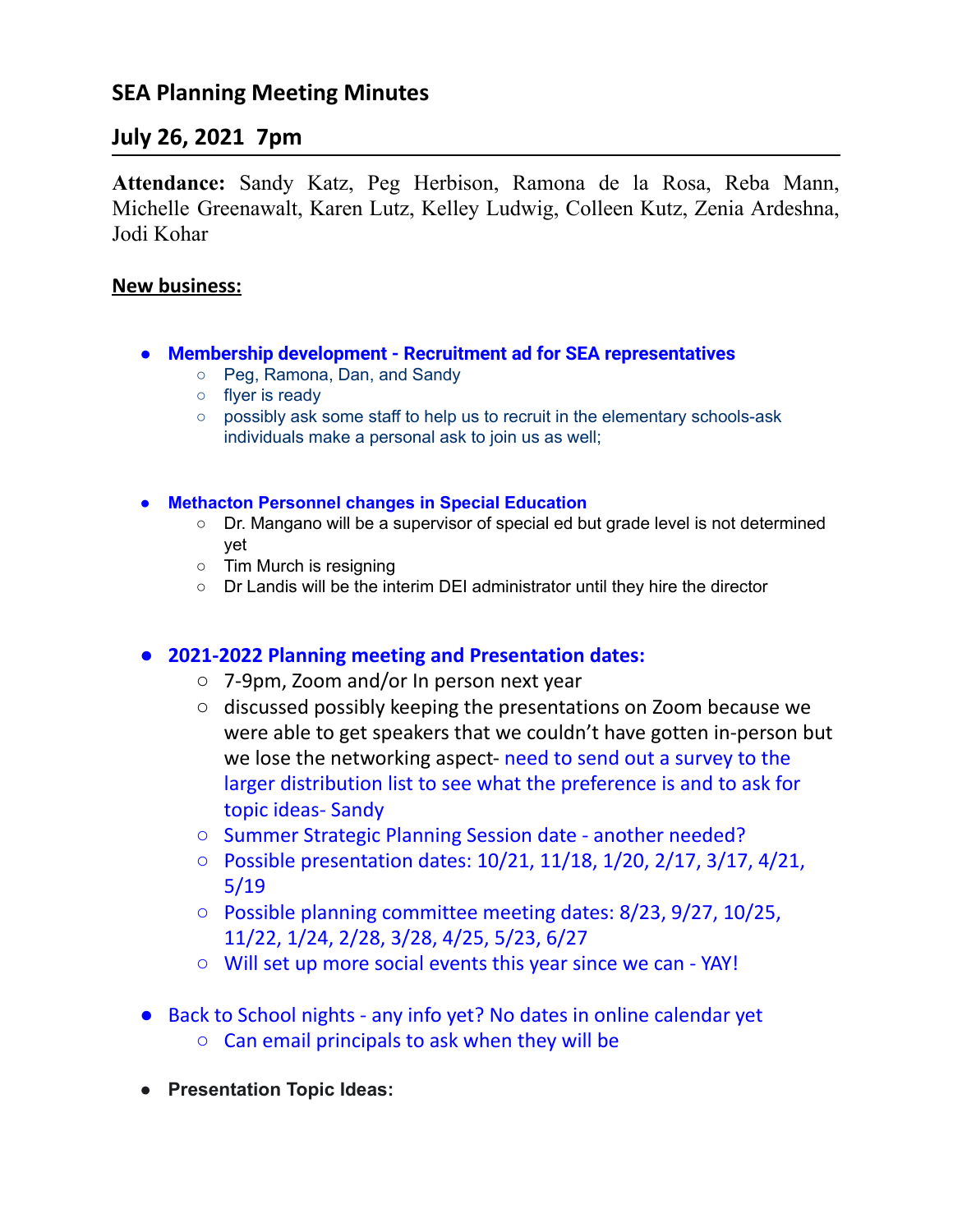## SEA Planning Meeting Minutes

## July 26, 2021 7pm

**Attendance:** Sandy Katz, Peg Herbison, Ramona de la Rosa, Reba Mann, Michelle Greenawalt, Karen Lutz, Kelley Ludwig, Colleen Kutz, Zenia Ardeshna, Jodi Kohar

**New business:**

- **Membership development - Recruitment ad for SEA representatives**
  - Peg, Ramona, Dan, and Sandy
  - flyer is ready
  - possibly ask some staff to help us to recruit in the elementary schools-ask individuals make a personal ask to join us as well;

- **Methacton Personnel changes in Special Education**
  - Dr. Mangano will be a supervisor of special ed but grade level is not determined yet
  - Tim Murch is resigning
  - Dr Landis will be the interim DEI administrator until they hire the director

- **2021-2022 Planning meeting and Presentation dates:**
  - 7-9pm, Zoom and/or In person next year
  - discussed possibly keeping the presentations on Zoom because we were able to get speakers that we couldn't have gotten in-person but we lose the networking aspect- need to send out a survey to the larger distribution list to see what the preference is and to ask for topic ideas- Sandy
  - Summer Strategic Planning Session date - another needed?
  - Possible presentation dates: 10/21, 11/18, 1/20, 2/17, 3/17, 4/21, 5/19
  - Possible planning committee meeting dates: 8/23, 9/27, 10/25, 11/22, 1/24, 2/28, 3/28, 4/25, 5/23, 6/27
  - Will set up more social events this year since we can - YAY!

- Back to School nights - any info yet? No dates in online calendar yet
  - Can email principals to ask when they will be

- **Presentation Topic Ideas:**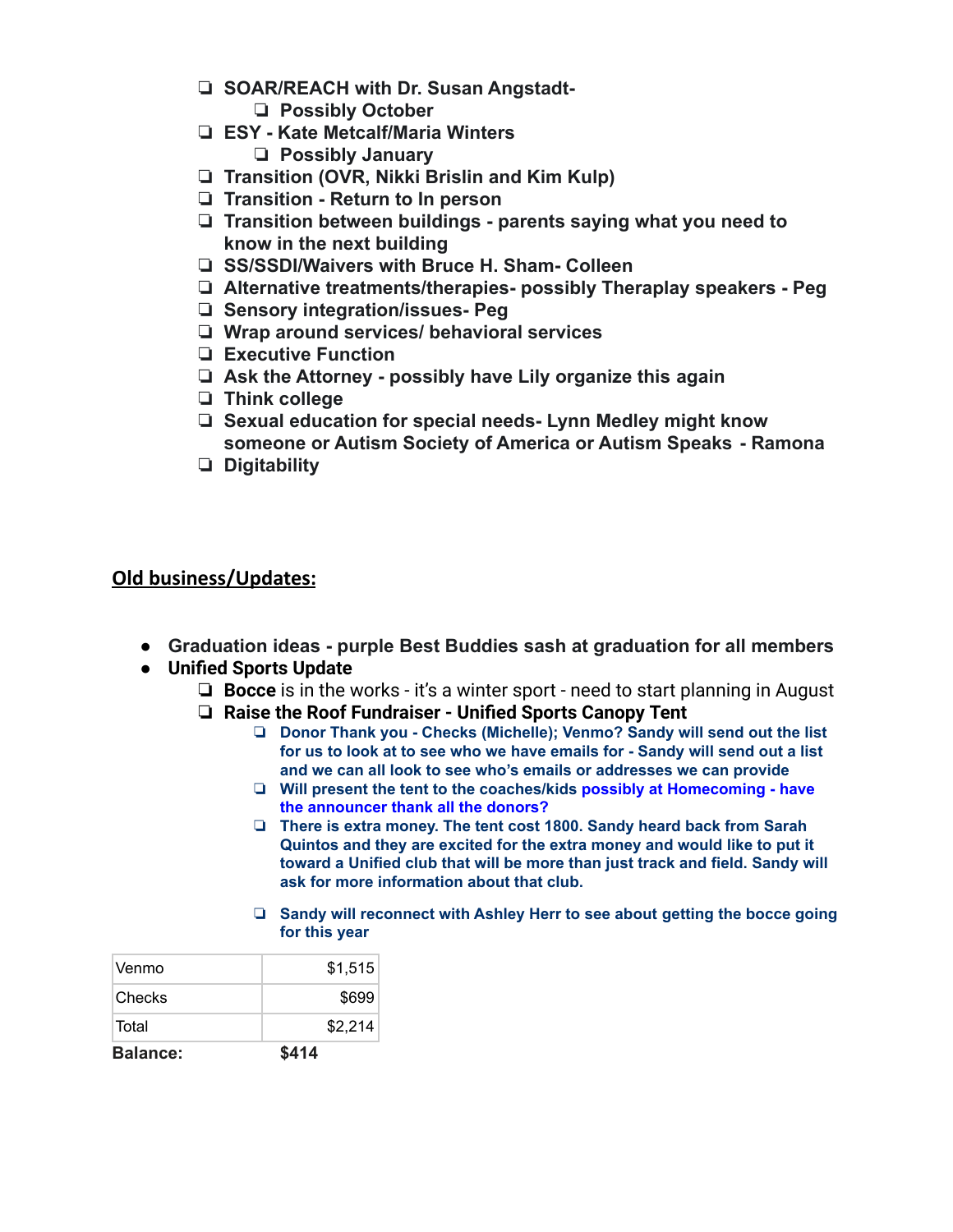- SOAR/REACH with Dr. Susan Angstadt-
  - Possibly October
- ESY - Kate Metcalf/Maria Winters
  - Possibly January
- Transition (OVR, Nikki Brislin and Kim Kulp)
- Transition - Return to In person
- Transition between buildings - parents saying what you need to know in the next building
- SS/SSDI/Waivers with Bruce H. Sham- Colleen
- Alternative treatments/therapies- possibly Theraplay speakers - Peg
- Sensory integration/issues- Peg
- Wrap around services/ behavioral services
- Executive Function
- Ask the Attorney - possibly have Lily organize this again
- Think college
- Sexual education for special needs- Lynn Medley might know someone or Autism Society of America or Autism Speaks - Ramona
- Digitability

## Old business/Updates:

- **Graduation ideas - purple Best Buddies sash at graduation for all members**
- **Unified Sports Update**
  - **Bocce** is in the works - it's a winter sport - need to start planning in August
  - **Raise the Roof Fundraiser - Unified Sports Canopy Tent**
    - **Donor Thank you - Checks (Michelle); Venmo? Sandy will send out the list for us to look at to see who we have emails for - Sandy will send out a list and we can all look to see who's emails or addresses we can provide**
    - **Will present the tent to the coaches/kids possibly at Homecoming - have the announcer thank all the donors?**
    - **There is extra money. The tent cost 1800. Sandy heard back from Sarah Quintos and they are excited for the extra money and would like to put it toward a Unified club that will be more than just track and field. Sandy will ask for more information about that club.**
    - **Sandy will reconnect with Ashley Herr to see about getting the bocce going for this year**

| | |
|---|---|
| Venmo | $1,515 |
| Checks | $699 |
| Total | $2,214 |
| **Balance:** | **$414** |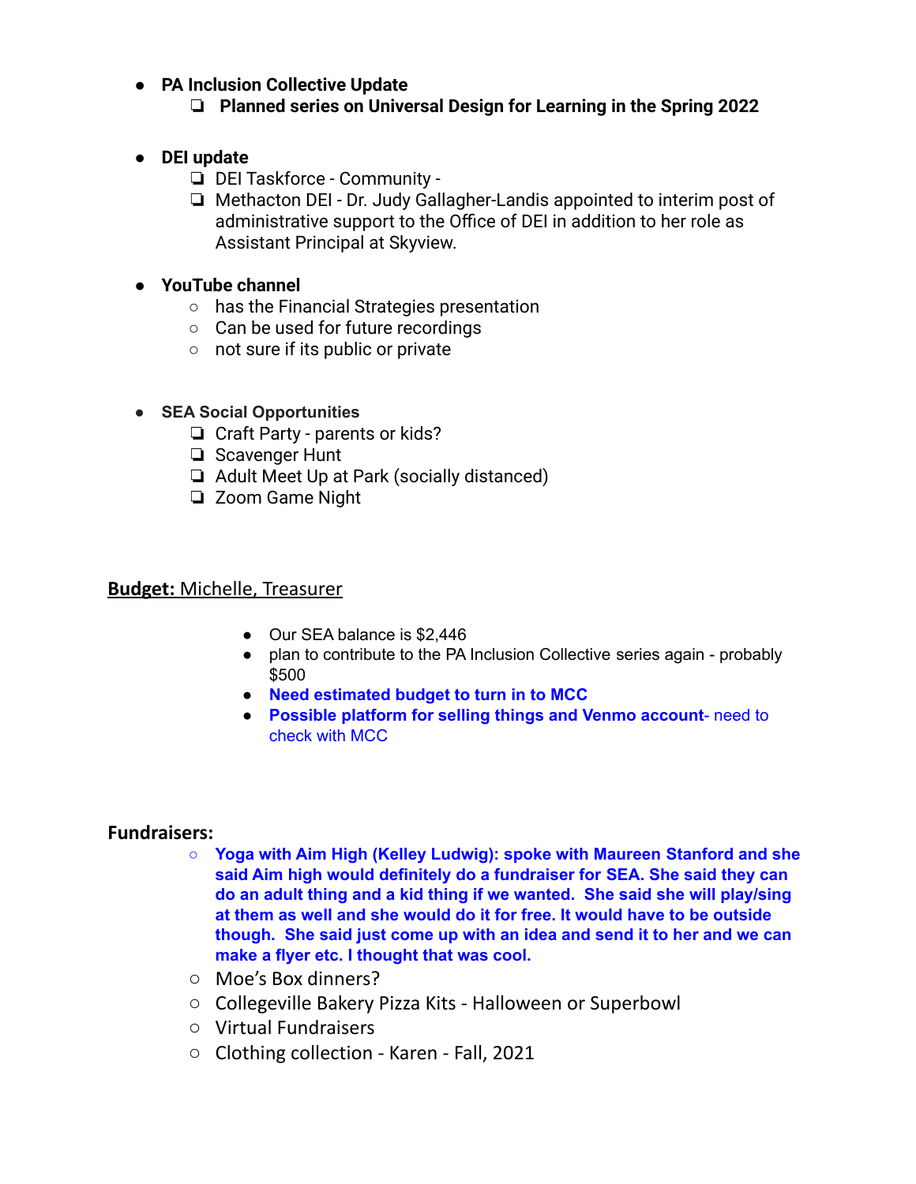- **PA Inclusion Collective Update**
  - **Planned series on Universal Design for Learning in the Spring 2022**

- **DEI update**
  - DEI Taskforce - Community -
  - Methacton DEI - Dr. Judy Gallagher-Landis appointed to interim post of administrative support to the Office of DEI in addition to her role as Assistant Principal at Skyview.

- **YouTube channel**
  - has the Financial Strategies presentation
  - Can be used for future recordings
  - not sure if its public or private

- **SEA Social Opportunities**
  - Craft Party - parents or kids?
  - Scavenger Hunt
  - Adult Meet Up at Park (socially distanced)
  - Zoom Game Night

**Budget:** Michelle, Treasurer

- Our SEA balance is $2,446
- plan to contribute to the PA Inclusion Collective series again - probably $500
- **Need estimated budget to turn in to MCC**
- **Possible platform for selling things and Venmo account**- need to check with MCC

**Fundraisers:**

- **Yoga with Aim High (Kelley Ludwig): spoke with Maureen Stanford and she said Aim high would definitely do a fundraiser for SEA. She said they can do an adult thing and a kid thing if we wanted. She said she will play/sing at them as well and she would do it for free. It would have to be outside though. She said just come up with an idea and send it to her and we can make a flyer etc. I thought that was cool.**
- Moe's Box dinners?
- Collegeville Bakery Pizza Kits - Halloween or Superbowl
- Virtual Fundraisers
- Clothing collection - Karen - Fall, 2021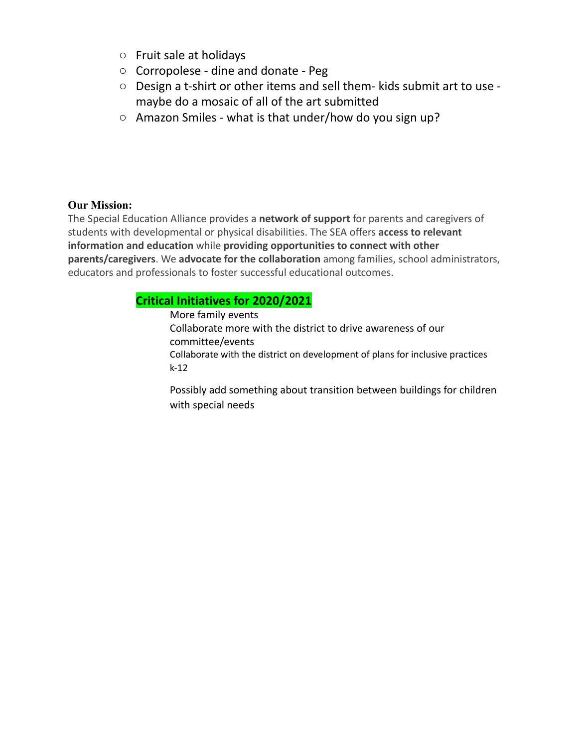- Fruit sale at holidays
- Corropolese - dine and donate - Peg
- Design a t-shirt or other items and sell them- kids submit art to use - maybe do a mosaic of all of the art submitted
- Amazon Smiles - what is that under/how do you sign up?

**Our Mission:**

The Special Education Alliance provides a **network of support** for parents and caregivers of students with developmental or physical disabilities. The SEA offers **access to relevant information and education** while **providing opportunities to connect with other parents/caregivers**. We **advocate for the collaboration** among families, school administrators, educators and professionals to foster successful educational outcomes.

**Critical Initiatives for 2020/2021**

More family events

Collaborate more with the district to drive awareness of our committee/events

Collaborate with the district on development of plans for inclusive practices k-12

Possibly add something about transition between buildings for children with special needs